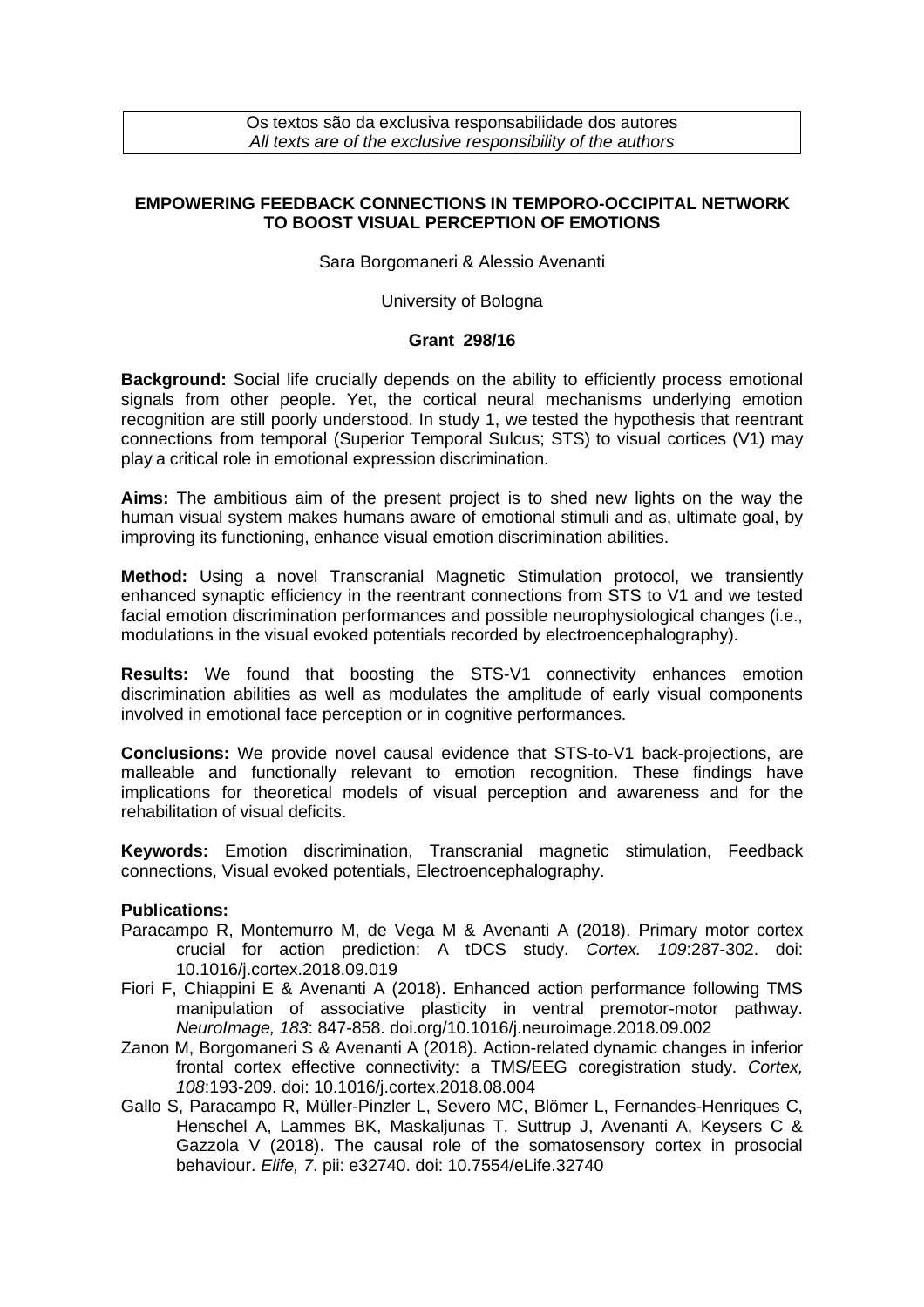Os textos são da exclusiva responsabilidade dos autores
*All texts are of the exclusive responsibility of the authors*

# EMPOWERING FEEDBACK CONNECTIONS IN TEMPORO-OCCIPITAL NETWORK TO BOOST VISUAL PERCEPTION OF EMOTIONS

Sara Borgomaneri & Alessio Avenanti

University of Bologna

**Grant 298/16**

**Background:** Social life crucially depends on the ability to efficiently process emotional signals from other people. Yet, the cortical neural mechanisms underlying emotion recognition are still poorly understood. In study 1, we tested the hypothesis that reentrant connections from temporal (Superior Temporal Sulcus; STS) to visual cortices (V1) may play a critical role in emotional expression discrimination.

**Aims:** The ambitious aim of the present project is to shed new lights on the way the human visual system makes humans aware of emotional stimuli and as, ultimate goal, by improving its functioning, enhance visual emotion discrimination abilities.

**Method:** Using a novel Transcranial Magnetic Stimulation protocol, we transiently enhanced synaptic efficiency in the reentrant connections from STS to V1 and we tested facial emotion discrimination performances and possible neurophysiological changes (i.e., modulations in the visual evoked potentials recorded by electroencephalography).

**Results:** We found that boosting the STS-V1 connectivity enhances emotion discrimination abilities as well as modulates the amplitude of early visual components involved in emotional face perception or in cognitive performances.

**Conclusions:** We provide novel causal evidence that STS-to-V1 back-projections, are malleable and functionally relevant to emotion recognition. These findings have implications for theoretical models of visual perception and awareness and for the rehabilitation of visual deficits.

**Keywords:** Emotion discrimination, Transcranial magnetic stimulation, Feedback connections, Visual evoked potentials, Electroencephalography.

**Publications:**

- Paracampo R, Montemurro M, de Vega M & Avenanti A (2018). Primary motor cortex crucial for action prediction: A tDCS study. *Cortex. 109*:287-302. doi: 10.1016/j.cortex.2018.09.019
- Fiori F, Chiappini E & Avenanti A (2018). Enhanced action performance following TMS manipulation of associative plasticity in ventral premotor-motor pathway. *NeuroImage, 183*: 847-858. doi.org/10.1016/j.neuroimage.2018.09.002
- Zanon M, Borgomaneri S & Avenanti A (2018). Action-related dynamic changes in inferior frontal cortex effective connectivity: a TMS/EEG coregistration study. *Cortex, 108*:193-209. doi: 10.1016/j.cortex.2018.08.004
- Gallo S, Paracampo R, Müller-Pinzler L, Severo MC, Blömer L, Fernandes-Henriques C, Henschel A, Lammes BK, Maskaljunas T, Suttrup J, Avenanti A, Keysers C & Gazzola V (2018). The causal role of the somatosensory cortex in prosocial behaviour. *Elife, 7*. pii: e32740. doi: 10.7554/eLife.32740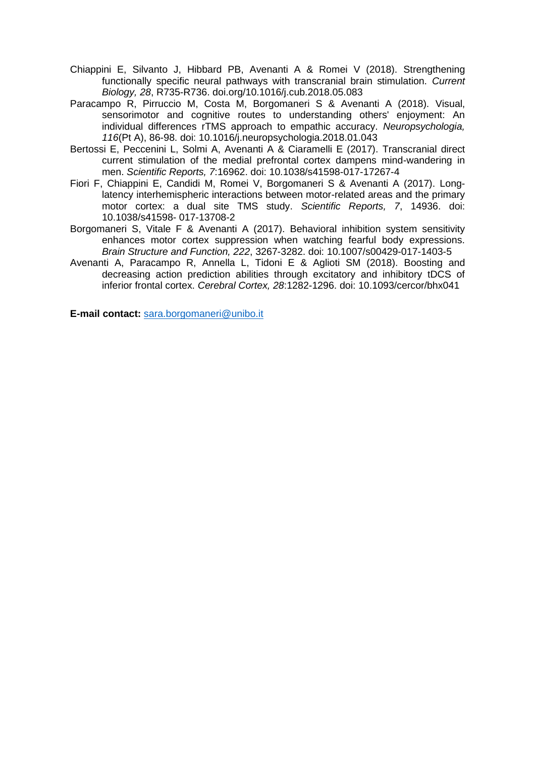Chiappini E, Silvanto J, Hibbard PB, Avenanti A & Romei V (2018). Strengthening functionally specific neural pathways with transcranial brain stimulation. *Current Biology, 28*, R735-R736. doi.org/10.1016/j.cub.2018.05.083

Paracampo R, Pirruccio M, Costa M, Borgomaneri S & Avenanti A (2018). Visual, sensorimotor and cognitive routes to understanding others' enjoyment: An individual differences rTMS approach to empathic accuracy. *Neuropsychologia, 116*(Pt A), 86-98. doi: 10.1016/j.neuropsychologia.2018.01.043

Bertossi E, Peccenini L, Solmi A, Avenanti A & Ciaramelli E (2017). Transcranial direct current stimulation of the medial prefrontal cortex dampens mind-wandering in men. *Scientific Reports, 7*:16962. doi: 10.1038/s41598-017-17267-4

Fiori F, Chiappini E, Candidi M, Romei V, Borgomaneri S & Avenanti A (2017). Long-latency interhemispheric interactions between motor-related areas and the primary motor cortex: a dual site TMS study. *Scientific Reports, 7*, 14936. doi: 10.1038/s41598- 017-13708-2

Borgomaneri S, Vitale F & Avenanti A (2017). Behavioral inhibition system sensitivity enhances motor cortex suppression when watching fearful body expressions. *Brain Structure and Function, 222*, 3267-3282. doi: 10.1007/s00429-017-1403-5

Avenanti A, Paracampo R, Annella L, Tidoni E & Aglioti SM (2018). Boosting and decreasing action prediction abilities through excitatory and inhibitory tDCS of inferior frontal cortex. *Cerebral Cortex, 28*:1282-1296. doi: 10.1093/cercor/bhx041

**E-mail contact:** sara.borgomaneri@unibo.it